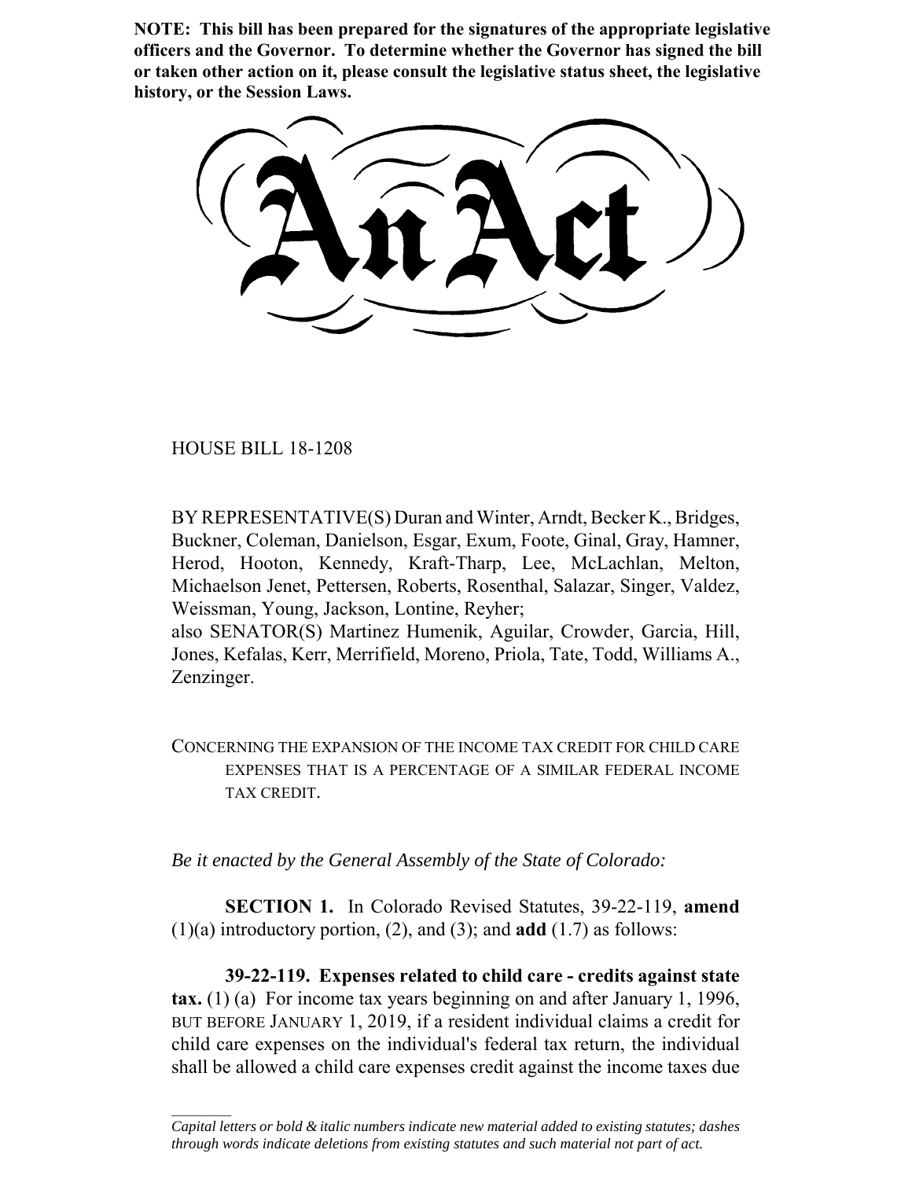**NOTE: This bill has been prepared for the signatures of the appropriate legislative officers and the Governor. To determine whether the Governor has signed the bill or taken other action on it, please consult the legislative status sheet, the legislative history, or the Session Laws.**

# An Act

HOUSE BILL 18-1208

BY REPRESENTATIVE(S) Duran and Winter, Arndt, Becker K., Bridges, Buckner, Coleman, Danielson, Esgar, Exum, Foote, Ginal, Gray, Hamner, Herod, Hooton, Kennedy, Kraft-Tharp, Lee, McLachlan, Melton, Michaelson Jenet, Pettersen, Roberts, Rosenthal, Salazar, Singer, Valdez, Weissman, Young, Jackson, Lontine, Reyher;
also SENATOR(S) Martinez Humenik, Aguilar, Crowder, Garcia, Hill, Jones, Kefalas, Kerr, Merrifield, Moreno, Priola, Tate, Todd, Williams A., Zenzinger.

CONCERNING THE EXPANSION OF THE INCOME TAX CREDIT FOR CHILD CARE EXPENSES THAT IS A PERCENTAGE OF A SIMILAR FEDERAL INCOME TAX CREDIT.

*Be it enacted by the General Assembly of the State of Colorado:*

**SECTION 1.** In Colorado Revised Statutes, 39-22-119, **amend** (1)(a) introductory portion, (2), and (3); and **add** (1.7) as follows:

**39-22-119. Expenses related to child care - credits against state tax.** (1) (a) For income tax years beginning on and after January 1, 1996, BUT BEFORE JANUARY 1, 2019, if a resident individual claims a credit for child care expenses on the individual's federal tax return, the individual shall be allowed a child care expenses credit against the income taxes due

---

*Capital letters or bold & italic numbers indicate new material added to existing statutes; dashes through words indicate deletions from existing statutes and such material not part of act.*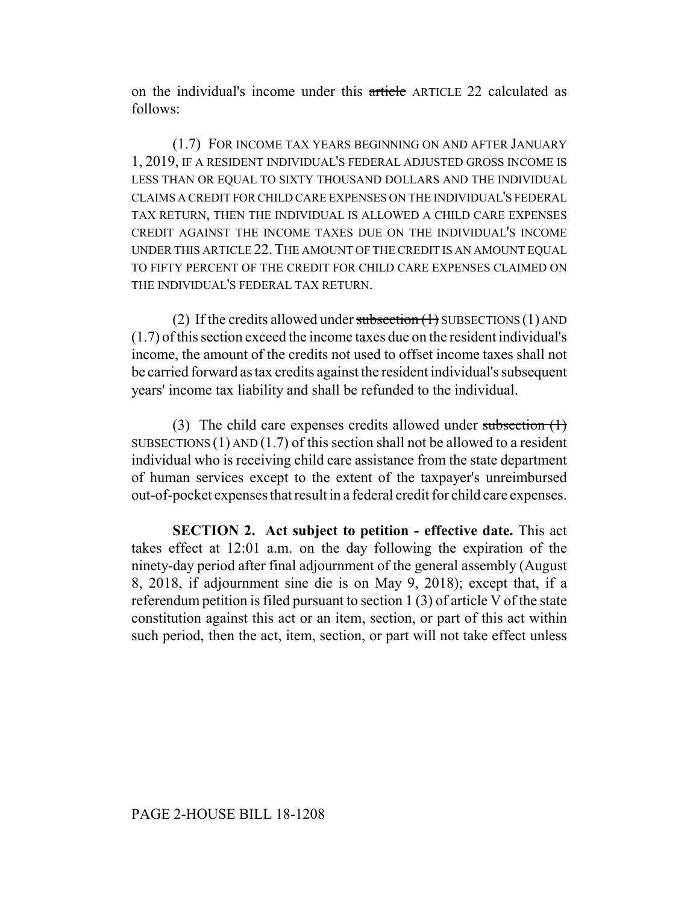on the individual's income under this ~~article~~ ARTICLE 22 calculated as follows:

(1.7) FOR INCOME TAX YEARS BEGINNING ON AND AFTER JANUARY 1, 2019, IF A RESIDENT INDIVIDUAL'S FEDERAL ADJUSTED GROSS INCOME IS LESS THAN OR EQUAL TO SIXTY THOUSAND DOLLARS AND THE INDIVIDUAL CLAIMS A CREDIT FOR CHILD CARE EXPENSES ON THE INDIVIDUAL'S FEDERAL TAX RETURN, THEN THE INDIVIDUAL IS ALLOWED A CHILD CARE EXPENSES CREDIT AGAINST THE INCOME TAXES DUE ON THE INDIVIDUAL'S INCOME UNDER THIS ARTICLE 22. THE AMOUNT OF THE CREDIT IS AN AMOUNT EQUAL TO FIFTY PERCENT OF THE CREDIT FOR CHILD CARE EXPENSES CLAIMED ON THE INDIVIDUAL'S FEDERAL TAX RETURN.

(2) If the credits allowed under ~~subsection (1)~~ SUBSECTIONS (1) AND (1.7) of this section exceed the income taxes due on the resident individual's income, the amount of the credits not used to offset income taxes shall not be carried forward as tax credits against the resident individual's subsequent years' income tax liability and shall be refunded to the individual.

(3) The child care expenses credits allowed under ~~subsection (1)~~ SUBSECTIONS (1) AND (1.7) of this section shall not be allowed to a resident individual who is receiving child care assistance from the state department of human services except to the extent of the taxpayer's unreimbursed out-of-pocket expenses that result in a federal credit for child care expenses.

**SECTION 2. Act subject to petition - effective date.** This act takes effect at 12:01 a.m. on the day following the expiration of the ninety-day period after final adjournment of the general assembly (August 8, 2018, if adjournment sine die is on May 9, 2018); except that, if a referendum petition is filed pursuant to section 1 (3) of article V of the state constitution against this act or an item, section, or part of this act within such period, then the act, item, section, or part will not take effect unless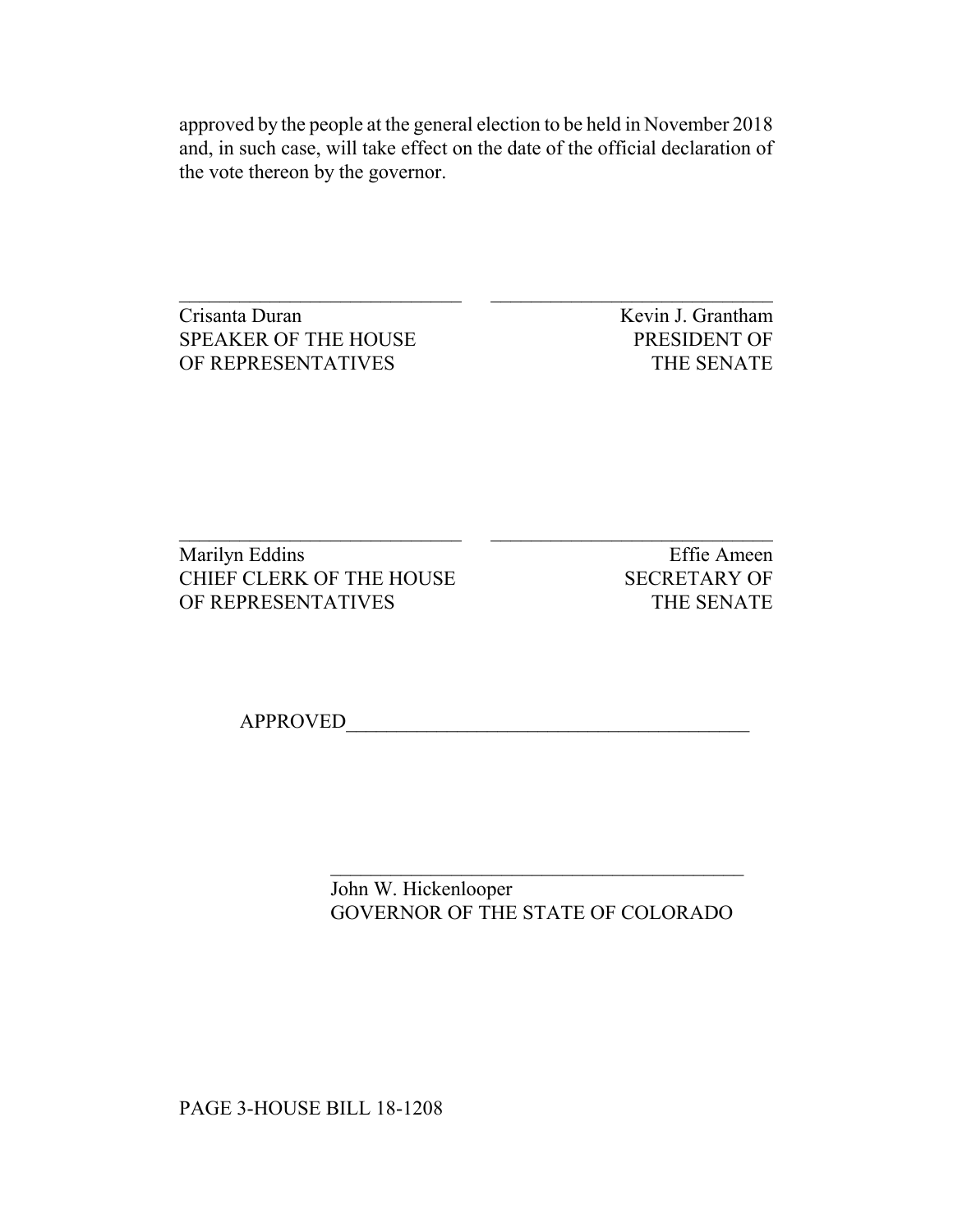approved by the people at the general election to be held in November 2018 and, in such case, will take effect on the date of the official declaration of the vote thereon by the governor.

____________________________ ____________________________

Crisanta Duran
SPEAKER OF THE HOUSE
OF REPRESENTATIVES

Kevin J. Grantham
PRESIDENT OF
THE SENATE

____________________________ ____________________________

Marilyn Eddins
CHIEF CLERK OF THE HOUSE
OF REPRESENTATIVES

Effie Ameen
SECRETARY OF
THE SENATE

APPROVED________________________________________

_________________________________________

John W. Hickenlooper
GOVERNOR OF THE STATE OF COLORADO

PAGE 3-HOUSE BILL 18-1208